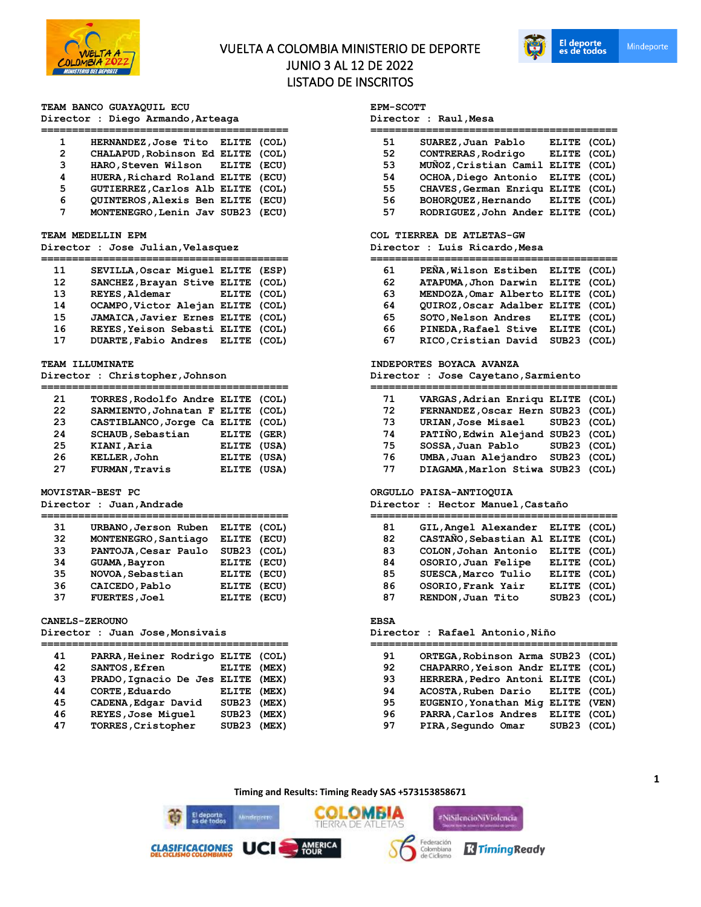# VUELTA A COLOMBIA MINISTERIO DE DEPORTE
## JUNIO 3 AL 12 DE 2022
## LISTADO DE INSCRITOS

**TEAM BANCO GUAYAQUIL ECU**
Director : Diego Armando,Arteaga

| | | | |
|---|---|---|---|
| 1 | HERNANDEZ,Jose Tito | ELITE | (COL) |
| 2 | CHALAPUD,Robinson Ed | ELITE | (COL) |
| 3 | HARO,Steven Wilson | ELITE | (ECU) |
| 4 | HUERA,Richard Roland | ELITE | (ECU) |
| 5 | GUTIERREZ,Carlos Alb | ELITE | (COL) |
| 6 | QUINTEROS,Alexis Ben | ELITE | (ECU) |
| 7 | MONTENEGRO,Lenin Jav | SUB23 | (ECU) |

**TEAM MEDELLIN EPM**
Director : Jose Julian,Velasquez

| | | | |
|---|---|---|---|
| 11 | SEVILLA,Oscar Miguel | ELITE | (ESP) |
| 12 | SANCHEZ,Brayan Stive | ELITE | (COL) |
| 13 | REYES,Aldemar | ELITE | (COL) |
| 14 | OCAMPO,Victor Alejan | ELITE | (COL) |
| 15 | JAMAICA,Javier Ernes | ELITE | (COL) |
| 16 | REYES,Yeison Sebasti | ELITE | (COL) |
| 17 | DUARTE,Fabio Andres | ELITE | (COL) |

**TEAM ILLUMINATE**
Director : Christopher,Johnson

| | | | |
|---|---|---|---|
| 21 | TORRES,Rodolfo Andre | ELITE | (COL) |
| 22 | SARMIENTO,Johnatan F | ELITE | (COL) |
| 23 | CASTIBLANCO,Jorge Ca | ELITE | (COL) |
| 24 | SCHAUB,Sebastian | ELITE | (GER) |
| 25 | KIANI,Aria | ELITE | (USA) |
| 26 | KELLER,John | ELITE | (USA) |
| 27 | FURMAN,Travis | ELITE | (USA) |

**MOVISTAR-BEST PC**
Director : Juan,Andrade

| | | | |
|---|---|---|---|
| 31 | URBANO,Jerson Ruben | ELITE | (COL) |
| 32 | MONTENEGRO,Santiago | ELITE | (ECU) |
| 33 | PANTOJA,Cesar Paulo | SUB23 | (COL) |
| 34 | GUAMA,Bayron | ELITE | (ECU) |
| 35 | NOVOA,Sebastian | ELITE | (ECU) |
| 36 | CAICEDO,Pablo | ELITE | (ECU) |
| 37 | FUERTES,Joel | ELITE | (ECU) |

**CANELS-ZEROUNO**
Director : Juan Jose,Monsivais

| | | | |
|---|---|---|---|
| 41 | PARRA,Heiner Rodrigo | ELITE | (COL) |
| 42 | SANTOS,Efren | ELITE | (MEX) |
| 43 | PRADO,Ignacio De Jes | ELITE | (MEX) |
| 44 | CORTE,Eduardo | ELITE | (MEX) |
| 45 | CADENA,Edgar David | SUB23 | (MEX) |
| 46 | REYES,Jose Miguel | SUB23 | (MEX) |
| 47 | TORRES,Cristopher | SUB23 | (MEX) |

**EPM-SCOTT**
Director : Raul,Mesa

| | | | |
|---|---|---|---|
| 51 | SUAREZ,Juan Pablo | ELITE | (COL) |
| 52 | CONTRERAS,Rodrigo | ELITE | (COL) |
| 53 | MUÑOZ,Cristian Camil | ELITE | (COL) |
| 54 | OCHOA,Diego Antonio | ELITE | (COL) |
| 55 | CHAVES,German Enriqu | ELITE | (COL) |
| 56 | BOHORQUEZ,Hernando | ELITE | (COL) |
| 57 | RODRIGUEZ,John Ander | ELITE | (COL) |

**COL TIERREA DE ATLETAS-GW**
Director : Luis Ricardo,Mesa

| | | | |
|---|---|---|---|
| 61 | PEÑA,Wilson Estiben | ELITE | (COL) |
| 62 | ATAPUMA,Jhon Darwin | ELITE | (COL) |
| 63 | MENDOZA,Omar Alberto | ELITE | (COL) |
| 64 | QUIROZ,Oscar Adalber | ELITE | (COL) |
| 65 | SOTO,Nelson Andres | ELITE | (COL) |
| 66 | PINEDA,Rafael Stive | ELITE | (COL) |
| 67 | RICO,Cristian David | SUB23 | (COL) |

**INDEPORTES BOYACA AVANZA**
Director : Jose Cayetano,Sarmiento

| | | | |
|---|---|---|---|
| 71 | VARGAS,Adrian Enriqu | ELITE | (COL) |
| 72 | FERNANDEZ,Oscar Hern | SUB23 | (COL) |
| 73 | URIAN,Jose Misael | SUB23 | (COL) |
| 74 | PATIÑO,Edwin Alejand | SUB23 | (COL) |
| 75 | SOSSA,Juan Pablo | SUB23 | (COL) |
| 76 | UMBA,Juan Alejandro | SUB23 | (COL) |
| 77 | DIAGAMA,Marlon Stiwa | SUB23 | (COL) |

**ORGULLO PAISA-ANTIOQUIA**
Director : Hector Manuel,Castaño

| | | | |
|---|---|---|---|
| 81 | GIL,Angel Alexander | ELITE | (COL) |
| 82 | CASTAÑO,Sebastian Al | ELITE | (COL) |
| 83 | COLON,Johan Antonio | ELITE | (COL) |
| 84 | OSORIO,Juan Felipe | ELITE | (COL) |
| 85 | SUESCA,Marco Tulio | ELITE | (COL) |
| 86 | OSORIO,Frank Yair | ELITE | (COL) |
| 87 | RENDON,Juan Tito | SUB23 | (COL) |

**EBSA**
Director : Rafael Antonio,Niño

| | | | |
|---|---|---|---|
| 91 | ORTEGA,Robinson Arma | SUB23 | (COL) |
| 92 | CHAPARRO,Yeison Andr | ELITE | (COL) |
| 93 | HERRERA,Pedro Antoni | ELITE | (COL) |
| 94 | ACOSTA,Ruben Dario | ELITE | (COL) |
| 95 | EUGENIO,Yonathan Mig | ELITE | (VEN) |
| 96 | PARRA,Carlos Andres | ELITE | (COL) |
| 97 | PIRA,Segundo Omar | SUB23 | (COL) |

Timing and Results: Timing Ready SAS +573153858671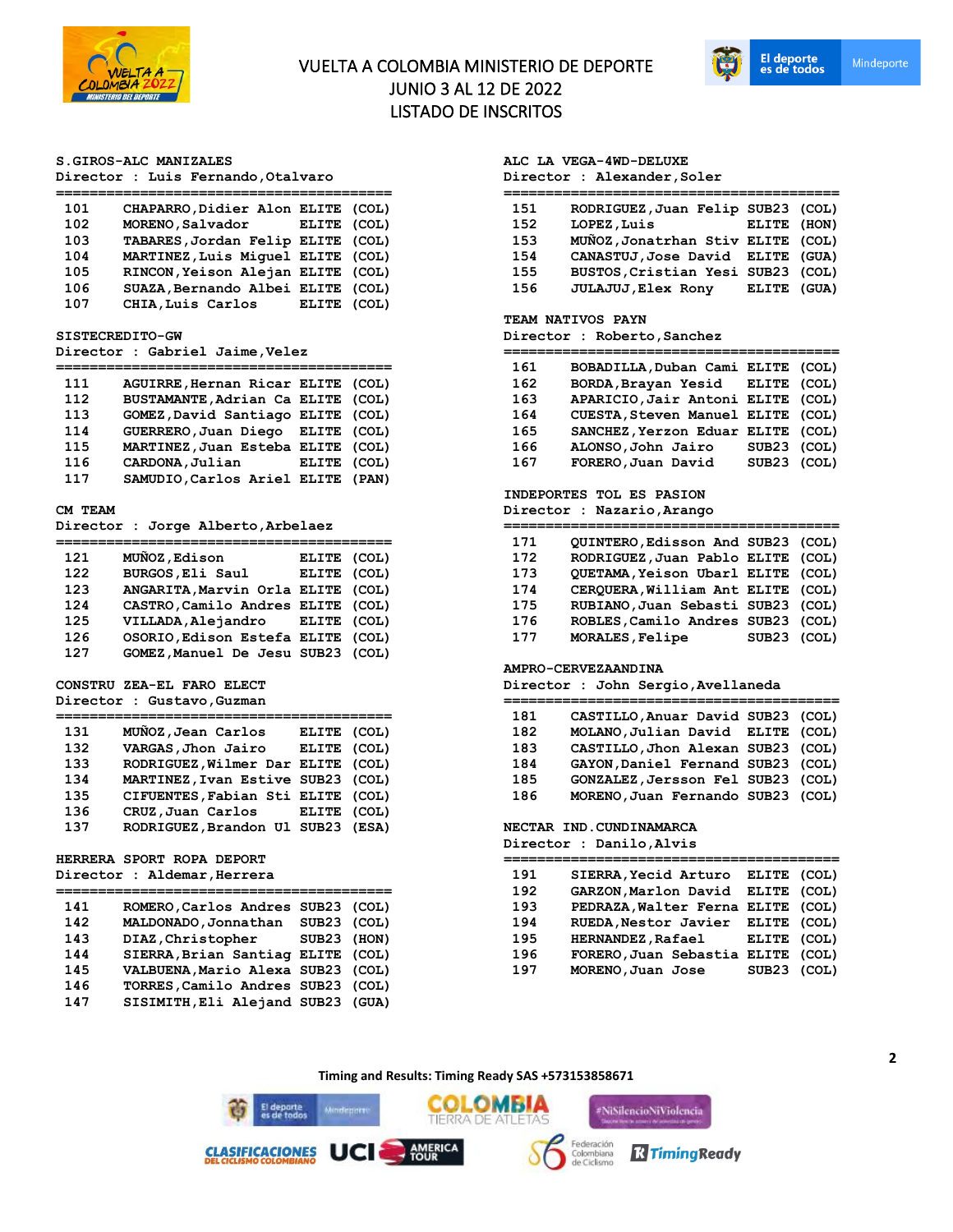# VUELTA A COLOMBIA MINISTERIO DE DEPORTE
## JUNIO 3 AL 12 DE 2022
## LISTADO DE INSCRITOS

### S.GIROS-ALC MANIZALES
Director : Luis Fernando,Otalvaro

| | | | |
|---|---|---|---|
| 101 | CHAPARRO,Didier Alon | ELITE | (COL) |
| 102 | MORENO,Salvador | ELITE | (COL) |
| 103 | TABARES,Jordan Felip | ELITE | (COL) |
| 104 | MARTINEZ,Luis Miguel | ELITE | (COL) |
| 105 | RINCON,Yeison Alejan | ELITE | (COL) |
| 106 | SUAZA,Bernando Albei | ELITE | (COL) |
| 107 | CHIA,Luis Carlos | ELITE | (COL) |

### SISTECREDITO-GW
Director : Gabriel Jaime,Velez

| | | | |
|---|---|---|---|
| 111 | AGUIRRE,Hernan Ricar | ELITE | (COL) |
| 112 | BUSTAMANTE,Adrian Ca | ELITE | (COL) |
| 113 | GOMEZ,David Santiago | ELITE | (COL) |
| 114 | GUERRERO,Juan Diego | ELITE | (COL) |
| 115 | MARTINEZ,Juan Esteba | ELITE | (COL) |
| 116 | CARDONA,Julian | ELITE | (COL) |
| 117 | SAMUDIO,Carlos Ariel | ELITE | (PAN) |

### CM TEAM
Director : Jorge Alberto,Arbelaez

| | | | |
|---|---|---|---|
| 121 | MUÑOZ,Edison | ELITE | (COL) |
| 122 | BURGOS,Eli Saul | ELITE | (COL) |
| 123 | ANGARITA,Marvin Orla | ELITE | (COL) |
| 124 | CASTRO,Camilo Andres | ELITE | (COL) |
| 125 | VILLADA,Alejandro | ELITE | (COL) |
| 126 | OSORIO,Edison Estefa | ELITE | (COL) |
| 127 | GOMEZ,Manuel De Jesu | SUB23 | (COL) |

### CONSTRU ZEA-EL FARO ELECT
Director : Gustavo,Guzman

| | | | |
|---|---|---|---|
| 131 | MUÑOZ,Jean Carlos | ELITE | (COL) |
| 132 | VARGAS,Jhon Jairo | ELITE | (COL) |
| 133 | RODRIGUEZ,Wilmer Dar | ELITE | (COL) |
| 134 | MARTINEZ,Ivan Estive | SUB23 | (COL) |
| 135 | CIFUENTES,Fabian Sti | ELITE | (COL) |
| 136 | CRUZ,Juan Carlos | ELITE | (COL) |
| 137 | RODRIGUEZ,Brandon Ul | SUB23 | (ESA) |

### HERRERA SPORT ROPA DEPORT
Director : Aldemar,Herrera

| | | | |
|---|---|---|---|
| 141 | ROMERO,Carlos Andres | SUB23 | (COL) |
| 142 | MALDONADO,Jonnathan | SUB23 | (COL) |
| 143 | DIAZ,Christopher | SUB23 | (HON) |
| 144 | SIERRA,Brian Santiag | ELITE | (COL) |
| 145 | VALBUENA,Mario Alexa | SUB23 | (COL) |
| 146 | TORRES,Camilo Andres | SUB23 | (COL) |
| 147 | SISIMITH,Eli Alejand | SUB23 | (GUA) |

### ALC LA VEGA-4WD-DELUXE
Director : Alexander,Soler

| | | | |
|---|---|---|---|
| 151 | RODRIGUEZ,Juan Felip | SUB23 | (COL) |
| 152 | LOPEZ,Luis | ELITE | (HON) |
| 153 | MUÑOZ,Jonatrhan Stiv | ELITE | (COL) |
| 154 | CANASTUJ,Jose David | ELITE | (GUA) |
| 155 | BUSTOS,Cristian Yesi | SUB23 | (COL) |
| 156 | JULAJUJ,Elex Rony | ELITE | (GUA) |

### TEAM NATIVOS PAYN
Director : Roberto,Sanchez

| | | | |
|---|---|---|---|
| 161 | BOBADILLA,Duban Cami | ELITE | (COL) |
| 162 | BORDA,Brayan Yesid | ELITE | (COL) |
| 163 | APARICIO,Jair Antoni | ELITE | (COL) |
| 164 | CUESTA,Steven Manuel | ELITE | (COL) |
| 165 | SANCHEZ,Yerzon Eduar | ELITE | (COL) |
| 166 | ALONSO,John Jairo | SUB23 | (COL) |
| 167 | FORERO,Juan David | SUB23 | (COL) |

### INDEPORTES TOL ES PASION
Director : Nazario,Arango

| | | | |
|---|---|---|---|
| 171 | QUINTERO,Edisson And | SUB23 | (COL) |
| 172 | RODRIGUEZ,Juan Pablo | ELITE | (COL) |
| 173 | QUETAMA,Yeison Ubarl | ELITE | (COL) |
| 174 | CERQUERA,William Ant | ELITE | (COL) |
| 175 | RUBIANO,Juan Sebasti | SUB23 | (COL) |
| 176 | ROBLES,Camilo Andres | SUB23 | (COL) |
| 177 | MORALES,Felipe | SUB23 | (COL) |

### AMPRO-CERVEZAANDINA
Director : John Sergio,Avellaneda

| | | | |
|---|---|---|---|
| 181 | CASTILLO,Anuar David | SUB23 | (COL) |
| 182 | MOLANO,Julian David | ELITE | (COL) |
| 183 | CASTILLO,Jhon Alexan | SUB23 | (COL) |
| 184 | GAYON,Daniel Fernand | SUB23 | (COL) |
| 185 | GONZALEZ,Jersson Fel | SUB23 | (COL) |
| 186 | MORENO,Juan Fernando | SUB23 | (COL) |

### NECTAR IND.CUNDINAMARCA
Director : Danilo,Alvis

| | | | |
|---|---|---|---|
| 191 | SIERRA,Yecid Arturo | ELITE | (COL) |
| 192 | GARZON,Marlon David | ELITE | (COL) |
| 193 | PEDRAZA,Walter Ferna | ELITE | (COL) |
| 194 | RUEDA,Nestor Javier | ELITE | (COL) |
| 195 | HERNANDEZ,Rafael | ELITE | (COL) |
| 196 | FORERO,Juan Sebastia | ELITE | (COL) |
| 197 | MORENO,Juan Jose | SUB23 | (COL) |

Timing and Results: Timing Ready SAS +573153858671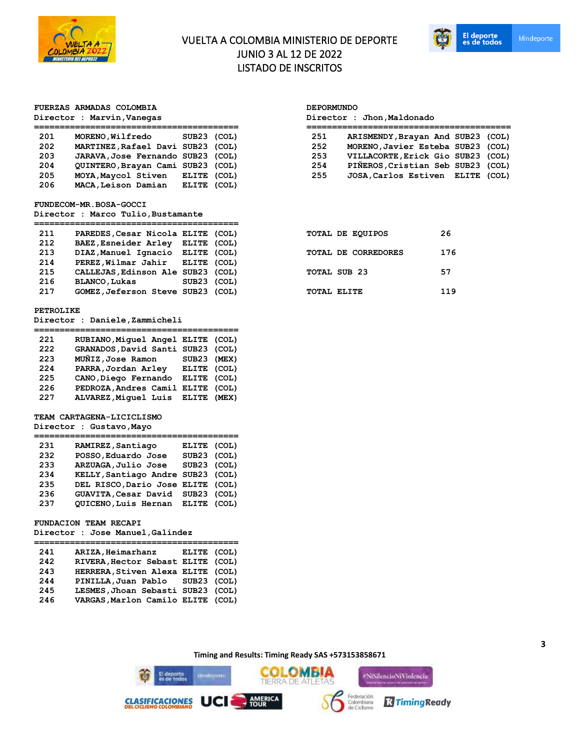# VUELTA A COLOMBIA MINISTERIO DE DEPORTE
## JUNIO 3 AL 12 DE 2022
## LISTADO DE INSCRITOS

**FUERZAS ARMADAS COLOMBIA**
Director : Marvin,Vanegas

| | | | |
|---|---|---|---|
| 201 | MORENO,Wilfredo | SUB23 | (COL) |
| 202 | MARTINEZ,Rafael Davi | SUB23 | (COL) |
| 203 | JARAVA,Jose Fernando | SUB23 | (COL) |
| 204 | QUINTERO,Brayan Cami | SUB23 | (COL) |
| 205 | MOYA,Maycol Stiven | ELITE | (COL) |
| 206 | MACA,Leison Damian | ELITE | (COL) |

**FUNDECOM-MR.BOSA-GOCCI**
Director : Marco Tulio,Bustamante

| | | | |
|---|---|---|---|
| 211 | PAREDES,Cesar Nicola | ELITE | (COL) |
| 212 | BAEZ,Esneider Arley | ELITE | (COL) |
| 213 | DIAZ,Manuel Ignacio | ELITE | (COL) |
| 214 | PEREZ,Wilmar Jahir | ELITE | (COL) |
| 215 | CALLEJAS,Edinson Ale | SUB23 | (COL) |
| 216 | BLANCO,Lukas | SUB23 | (COL) |
| 217 | GOMEZ,Jeferson Steve | SUB23 | (COL) |

**PETROLIKE**
Director : Daniele,Zammicheli

| | | | |
|---|---|---|---|
| 221 | RUBIANO,Miguel Angel | ELITE | (COL) |
| 222 | GRANADOS,David Santi | SUB23 | (COL) |
| 223 | MUÑIZ,Jose Ramon | SUB23 | (MEX) |
| 224 | PARRA,Jordan Arley | ELITE | (COL) |
| 225 | CANO,Diego Fernando | ELITE | (COL) |
| 226 | PEDROZA,Andres Camil | ELITE | (COL) |
| 227 | ALVAREZ,Miguel Luis | ELITE | (MEX) |

**TEAM CARTAGENA-LICICLISMO**
Director : Gustavo,Mayo

| | | | |
|---|---|---|---|
| 231 | RAMIREZ,Santiago | ELITE | (COL) |
| 232 | POSSO,Eduardo Jose | SUB23 | (COL) |
| 233 | ARZUAGA,Julio Jose | SUB23 | (COL) |
| 234 | KELLY,Santiago Andre | SUB23 | (COL) |
| 235 | DEL RISCO,Dario Jose | ELITE | (COL) |
| 236 | GUAVITA,Cesar David | SUB23 | (COL) |
| 237 | QUICENO,Luis Hernan | ELITE | (COL) |

**FUNDACION TEAM RECAPI**
Director : Jose Manuel,Galindez

| | | | |
|---|---|---|---|
| 241 | ARIZA,Heimarhanz | ELITE | (COL) |
| 242 | RIVERA,Hector Sebast | ELITE | (COL) |
| 243 | HERRERA,Stiven Alexa | ELITE | (COL) |
| 244 | PINILLA,Juan Pablo | SUB23 | (COL) |
| 245 | LESMES,Jhoan Sebasti | SUB23 | (COL) |
| 246 | VARGAS,Marlon Camilo | ELITE | (COL) |

**DEPORMUNDO**
Director : Jhon,Maldonado

| | | | |
|---|---|---|---|
| 251 | ARISMENDY,Brayan And | SUB23 | (COL) |
| 252 | MORENO,Javier Esteba | SUB23 | (COL) |
| 253 | VILLACORTE,Erick Gio | SUB23 | (COL) |
| 254 | PIÑEROS,Cristian Seb | SUB23 | (COL) |
| 255 | JOSA,Carlos Estiven | ELITE | (COL) |

| | |
|---|---|
| TOTAL DE EQUIPOS | 26 |
| TOTAL DE CORREDORES | 176 |
| TOTAL SUB 23 | 57 |
| TOTAL ELITE | 119 |

Timing and Results: Timing Ready SAS +573153858671